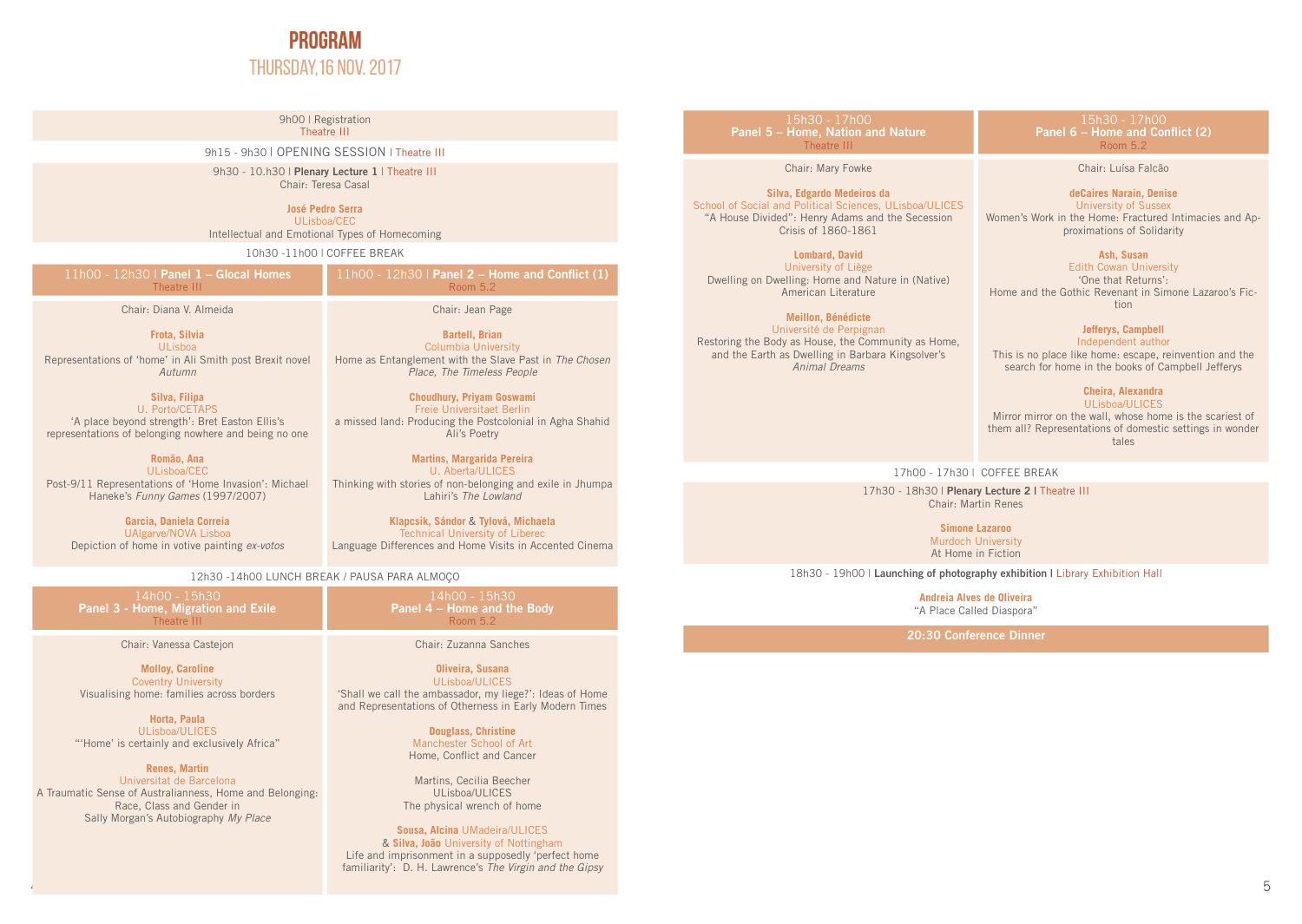# PROGRAM

## THURSDAY, 16 NOV. 2017

9h00 | Registration
Theatre III

9h15 - 9h30 | OPENING SESSION | Theatre III

9h30 - 10.h30 | **Plenary Lecture 1** | Theatre III
Chair: Teresa Casal

**José Pedro Serra**
ULisboa/CEC
Intellectual and Emotional Types of Homecoming

10h30 -11h00 | COFFEE BREAK

### 11h00 - 12h30 | Panel 1 – Glocal Homes
Theatre III

Chair: Diana V. Almeida

**Frota, Silvia**
ULisboa
Representations of 'home' in Ali Smith post Brexit novel *Autumn*

**Silva, Filipa**
U. Porto/CETAPS
'A place beyond strength': Bret Easton Ellis's representations of belonging nowhere and being no one

**Romão, Ana**
ULisboa/CEC
Post-9/11 Representations of 'Home Invasion': Michael Haneke's *Funny Games* (1997/2007)

**Garcia, Daniela Correia**
UAlgarve/NOVA Lisboa
Depiction of home in votive painting *ex-votos*

### 11h00 - 12h30 | Panel 2 – Home and Conflict (1)
Room 5.2

Chair: Jean Page

**Bartell, Brian**
Columbia University
Home as Entanglement with the Slave Past in *The Chosen Place, The Timeless People*

**Choudhury, Priyam Goswami**
Freie Universitaet Berlin
a missed land: Producing the Postcolonial in Agha Shahid Ali's Poetry

**Martins, Margarida Pereira**
U. Aberta/ULICES
Thinking with stories of non-belonging and exile in Jhumpa Lahiri's *The Lowland*

**Klapcsik, Sándor** & **Tylová, Michaela**
Technical University of Liberec
Language Differences and Home Visits in Accented Cinema

12h30 -14h00 LUNCH BREAK / PAUSA PARA ALMOÇO

### 14h00 - 15h30 Panel 3 - Home, Migration and Exile
Theatre III

Chair: Vanessa Castejon

**Molloy, Caroline**
Coventry University
Visualising home: families across borders

**Horta, Paula**
ULisboa/ULICES
"'Home' is certainly and exclusively Africa"

**Renes, Martin**
Universitat de Barcelona
A Traumatic Sense of Australianness, Home and Belonging: Race, Class and Gender in Sally Morgan's Autobiography *My Place*

### 14h00 - 15h30 Panel 4 – Home and the Body
Room 5.2

Chair: Zuzanna Sanches

**Oliveira, Susana**
ULisboa/ULICES
'Shall we call the ambassador, my liege?': Ideas of Home and Representations of Otherness in Early Modern Times

**Douglass, Christine**
Manchester School of Art
Home, Conflict and Cancer

Martins, Cecilia Beecher
ULisboa/ULICES
The physical wrench of home

**Sousa, Alcina** UMadeira/ULICES
& **Silva, João** University of Nottingham
Life and imprisonment in a supposedly 'perfect home familiarity': D. H. Lawrence's *The Virgin and the Gipsy*

### 15h30 - 17h00 Panel 5 – Home, Nation and Nature
Theatre III

Chair: Mary Fowke

**Silva, Edgardo Medeiros da**
School of Social and Political Sciences, ULisboa/ULICES
"A House Divided": Henry Adams and the Secession Crisis of 1860-1861

**Lombard, David**
University of Liège
Dwelling on Dwelling: Home and Nature in (Native) American Literature

**Meillon, Bénédicte**
Université de Perpignan
Restoring the Body as House, the Community as Home, and the Earth as Dwelling in Barbara Kingsolver's *Animal Dreams*

### 15h30 - 17h00 Panel 6 – Home and Conflict (2)
Room 5.2

Chair: Luísa Falcão

**deCaires Narain, Denise**
University of Sussex
Women's Work in the Home: Fractured Intimacies and Approximations of Solidarity

**Ash, Susan**
Edith Cowan University
'One that Returns':
Home and the Gothic Revenant in Simone Lazaroo's Fiction

**Jefferys, Campbell**
Independent author
This is no place like home: escape, reinvention and the search for home in the books of Campbell Jefferys

**Cheira, Alexandra**
ULisboa/ULICES
Mirror mirror on the wall, whose home is the scariest of them all? Representations of domestic settings in wonder tales

17h00 - 17h30 | COFFEE BREAK

17h30 - 18h30 | **Plenary Lecture 2** | Theatre III
Chair: Martin Renes

**Simone Lazaroo**
Murdoch University
At Home in Fiction

18h30 - 19h00 | **Launching of photography exhibition** | Library Exhibition Hall

**Andreia Alves de Oliveira**
"A Place Called Diaspora"

**20:30 Conference Dinner**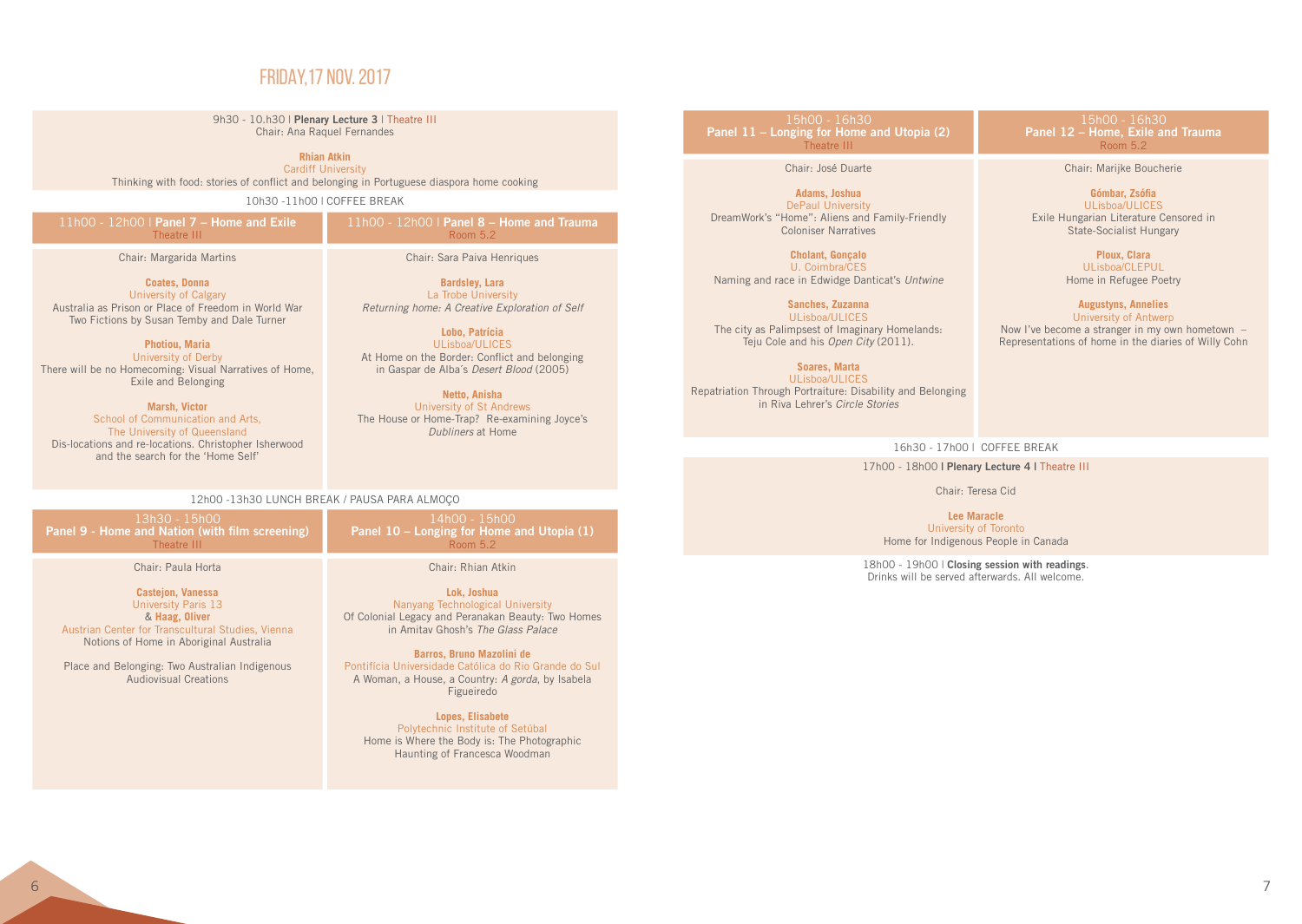# FRIDAY,17 NOV. 2017

9h30 - 10.h30 | **Plenary Lecture 3** | Theatre III
Chair: Ana Raquel Fernandes

**Rhian Atkin**
Cardiff University
Thinking with food: stories of conflict and belonging in Portuguese diaspora home cooking

10h30 -11h00 | COFFEE BREAK

## 11h00 - 12h00 | Panel 7 – Home and Exile
Theatre III

Chair: Margarida Martins

**Coates, Donna**
University of Calgary
Australia as Prison or Place of Freedom in World War Two Fictions by Susan Temby and Dale Turner

**Photiou, Maria**
University of Derby
There will be no Homecoming: Visual Narratives of Home, Exile and Belonging

**Marsh, Victor**
School of Communication and Arts, The University of Queensland
Dis-locations and re-locations. Christopher Isherwood and the search for the 'Home Self'

## 11h00 - 12h00 | Panel 8 – Home and Trauma
Room 5.2

Chair: Sara Paiva Henriques

**Bardsley, Lara**
La Trobe University
*Returning home: A Creative Exploration of Self*

**Lobo, Patrícia**
ULisboa/ULICES
At Home on the Border: Conflict and belonging in Gaspar de Alba's *Desert Blood* (2005)

**Netto, Anisha**
University of St Andrews
The House or Home-Trap? Re-examining Joyce's *Dubliners* at Home

12h00 -13h30 LUNCH BREAK / PAUSA PARA ALMOÇO

## 13h30 - 15h00 Panel 9 - Home and Nation (with film screening)
Theatre III

Chair: Paula Horta

**Castejon, Vanessa**
University Paris 13
& **Haag, Oliver**
Austrian Center for Transcultural Studies, Vienna
Notions of Home in Aboriginal Australia

Place and Belonging: Two Australian Indigenous Audiovisual Creations

## 14h00 - 15h00 Panel 10 – Longing for Home and Utopia (1)
Room 5.2

Chair: Rhian Atkin

**Lok, Joshua**
Nanyang Technological University
Of Colonial Legacy and Peranakan Beauty: Two Homes in Amitav Ghosh's *The Glass Palace*

**Barros, Bruno Mazolini de**
Pontifícia Universidade Católica do Rio Grande do Sul
A Woman, a House, a Country: *A gorda*, by Isabela Figueiredo

**Lopes, Elisabete**
Polytechnic Institute of Setúbal
Home is Where the Body is: The Photographic Haunting of Francesca Woodman

## 15h00 - 16h30 Panel 11 – Longing for Home and Utopia (2)
Theatre III

Chair: José Duarte

**Adams, Joshua**
DePaul University
DreamWork's "Home": Aliens and Family-Friendly Coloniser Narratives

**Cholant, Gonçalo**
U. Coimbra/CES
Naming and race in Edwidge Danticat's *Untwine*

**Sanches, Zuzanna**
ULisboa/ULICES
The city as Palimpsest of Imaginary Homelands: Teju Cole and his *Open City* (2011).

**Soares, Marta**
ULisboa/ULICES
Repatriation Through Portraiture: Disability and Belonging in Riva Lehrer's *Circle Stories*

## 15h00 - 16h30 Panel 12 – Home, Exile and Trauma
Room 5.2

Chair: Marijke Boucherie

**Gómbar, Zsófia**
ULisboa/ULICES
Exile Hungarian Literature Censored in State-Socialist Hungary

**Ploux, Clara**
ULisboa/CLEPUL
Home in Refugee Poetry

**Augustyns, Annelies**
University of Antwerp
Now I've become a stranger in my own hometown – Representations of home in the diaries of Willy Cohn

16h30 - 17h00 | COFFEE BREAK

17h00 - 18h00 | **Plenary Lecture 4** | Theatre III

Chair: Teresa Cid

**Lee Maracle**
University of Toronto
Home for Indigenous People in Canada

18h00 - 19h00 | **Closing session with readings**.
Drinks will be served afterwards. All welcome.